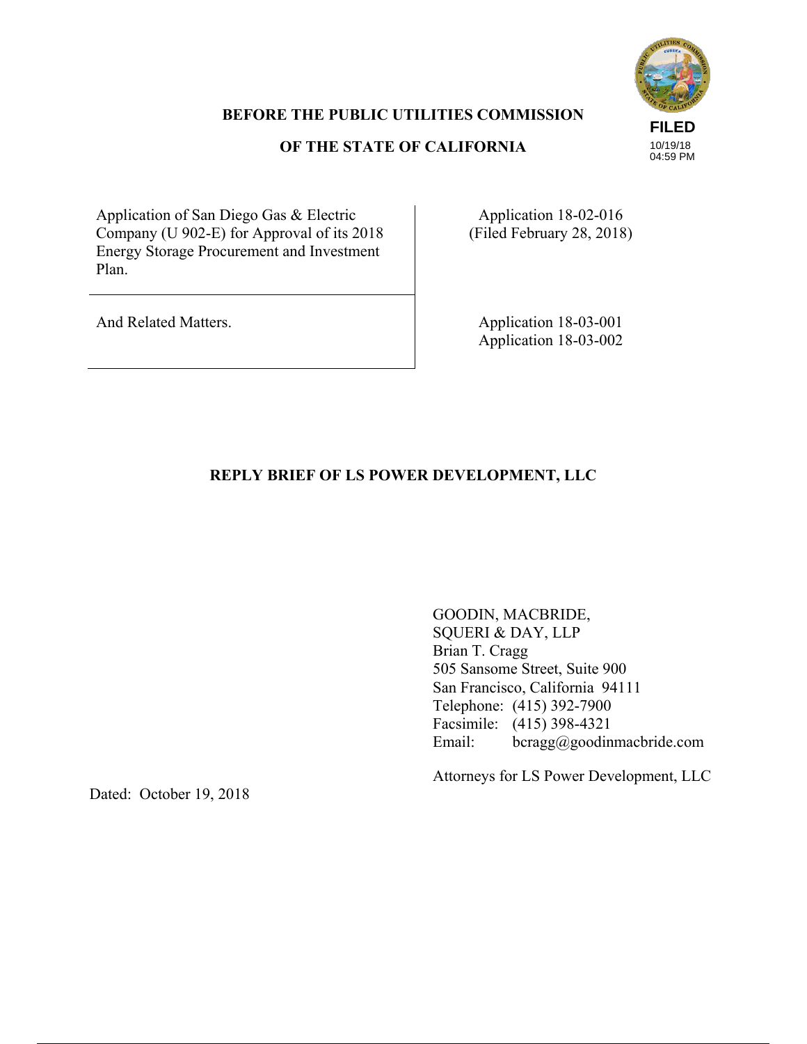FILED
10/19/18
04:59 PM

**BEFORE THE PUBLIC UTILITIES COMMISSION**

**OF THE STATE OF CALIFORNIA**

| | |
|---|---|
| Application of San Diego Gas & Electric Company (U 902-E) for Approval of its 2018 Energy Storage Procurement and Investment Plan. | Application 18-02-016 (Filed February 28, 2018) |
| And Related Matters. | Application 18-03-001<br>Application 18-03-002 |

**REPLY BRIEF OF LS POWER DEVELOPMENT, LLC**

GOODIN, MACBRIDE,
SQUERI & DAY, LLP
Brian T. Cragg
505 Sansome Street, Suite 900
San Francisco, California 94111
Telephone: (415) 392-7900
Facsimile: (415) 398-4321
Email: bcragg@goodinmacbride.com

Attorneys for LS Power Development, LLC

Dated: October 19, 2018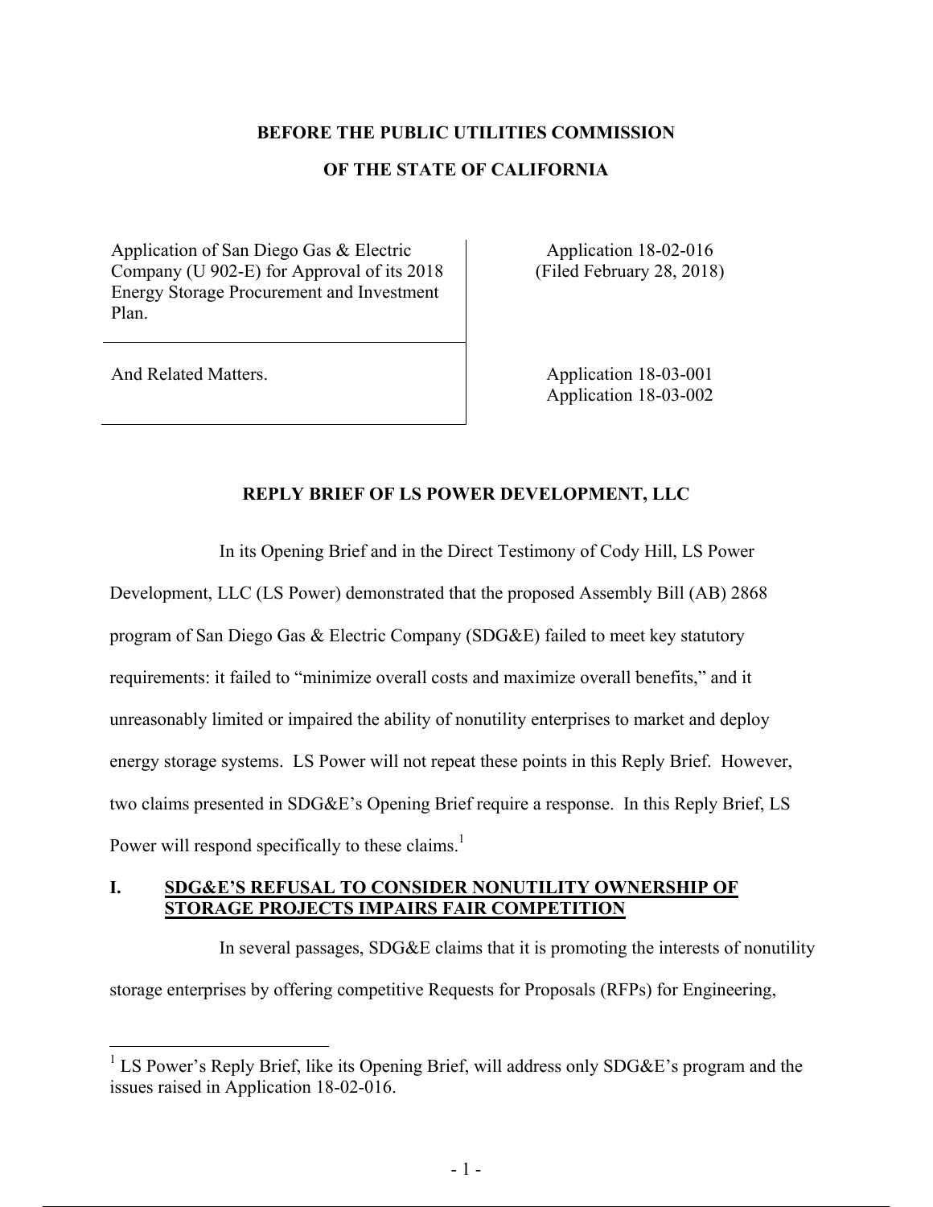**BEFORE THE PUBLIC UTILITIES COMMISSION**

**OF THE STATE OF CALIFORNIA**

| | |
|---|---|
| Application of San Diego Gas & Electric Company (U 902-E) for Approval of its 2018 Energy Storage Procurement and Investment Plan. | Application 18-02-016 (Filed February 28, 2018) |
| And Related Matters. | Application 18-03-001<br>Application 18-03-002 |

**REPLY BRIEF OF LS POWER DEVELOPMENT, LLC**

In its Opening Brief and in the Direct Testimony of Cody Hill, LS Power Development, LLC (LS Power) demonstrated that the proposed Assembly Bill (AB) 2868 program of San Diego Gas & Electric Company (SDG&E) failed to meet key statutory requirements: it failed to "minimize overall costs and maximize overall benefits," and it unreasonably limited or impaired the ability of nonutility enterprises to market and deploy energy storage systems. LS Power will not repeat these points in this Reply Brief. However, two claims presented in SDG&E's Opening Brief require a response. In this Reply Brief, LS Power will respond specifically to these claims.[1]

## I. SDG&E'S REFUSAL TO CONSIDER NONUTILITY OWNERSHIP OF STORAGE PROJECTS IMPAIRS FAIR COMPETITION

In several passages, SDG&E claims that it is promoting the interests of nonutility storage enterprises by offering competitive Requests for Proposals (RFPs) for Engineering,

---

[1] LS Power's Reply Brief, like its Opening Brief, will address only SDG&E's program and the issues raised in Application 18-02-016.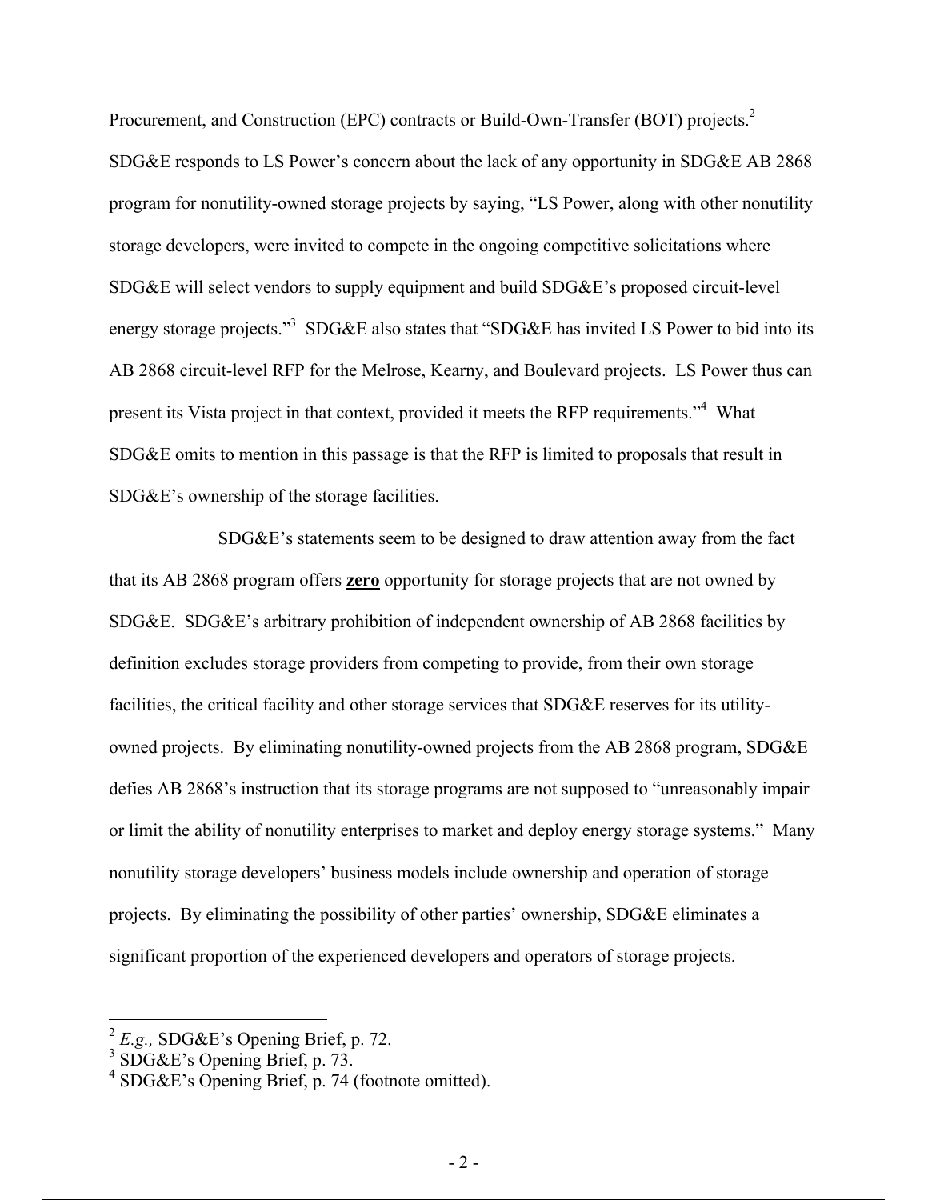Procurement, and Construction (EPC) contracts or Build-Own-Transfer (BOT) projects.[2] SDG&E responds to LS Power's concern about the lack of <u>any</u> opportunity in SDG&E AB 2868 program for nonutility-owned storage projects by saying, "LS Power, along with other nonutility storage developers, were invited to compete in the ongoing competitive solicitations where SDG&E will select vendors to supply equipment and build SDG&E's proposed circuit-level energy storage projects."[3] SDG&E also states that "SDG&E has invited LS Power to bid into its AB 2868 circuit-level RFP for the Melrose, Kearny, and Boulevard projects. LS Power thus can present its Vista project in that context, provided it meets the RFP requirements."[4] What SDG&E omits to mention in this passage is that the RFP is limited to proposals that result in SDG&E's ownership of the storage facilities.

SDG&E's statements seem to be designed to draw attention away from the fact that its AB 2868 program offers <u>**zero**</u> opportunity for storage projects that are not owned by SDG&E. SDG&E's arbitrary prohibition of independent ownership of AB 2868 facilities by definition excludes storage providers from competing to provide, from their own storage facilities, the critical facility and other storage services that SDG&E reserves for its utility-owned projects. By eliminating nonutility-owned projects from the AB 2868 program, SDG&E defies AB 2868's instruction that its storage programs are not supposed to "unreasonably impair or limit the ability of nonutility enterprises to market and deploy energy storage systems." Many nonutility storage developers' business models include ownership and operation of storage projects. By eliminating the possibility of other parties' ownership, SDG&E eliminates a significant proportion of the experienced developers and operators of storage projects.

---

[2] *E.g.,* SDG&E's Opening Brief, p. 72.

[3] SDG&E's Opening Brief, p. 73.

[4] SDG&E's Opening Brief, p. 74 (footnote omitted).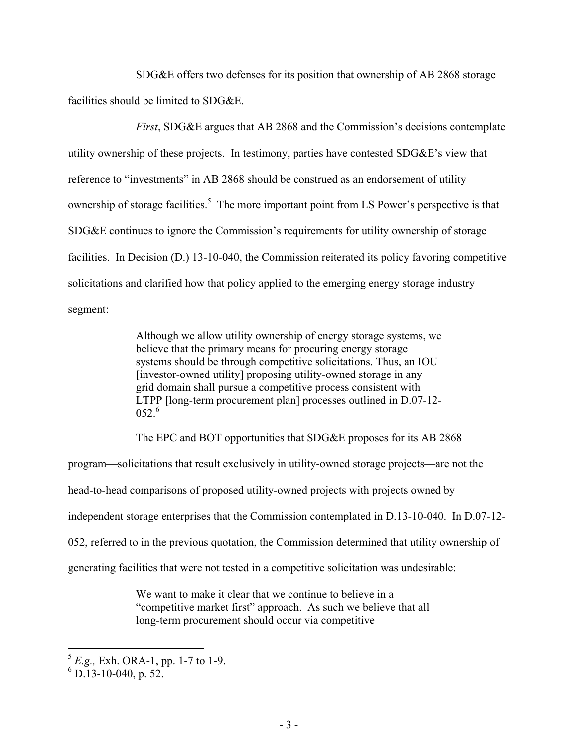SDG&E offers two defenses for its position that ownership of AB 2868 storage facilities should be limited to SDG&E.

*First*, SDG&E argues that AB 2868 and the Commission's decisions contemplate utility ownership of these projects. In testimony, parties have contested SDG&E's view that reference to "investments" in AB 2868 should be construed as an endorsement of utility ownership of storage facilities.[5] The more important point from LS Power's perspective is that SDG&E continues to ignore the Commission's requirements for utility ownership of storage facilities. In Decision (D.) 13-10-040, the Commission reiterated its policy favoring competitive solicitations and clarified how that policy applied to the emerging energy storage industry segment:

> Although we allow utility ownership of energy storage systems, we believe that the primary means for procuring energy storage systems should be through competitive solicitations. Thus, an IOU [investor-owned utility] proposing utility-owned storage in any grid domain shall pursue a competitive process consistent with LTPP [long-term procurement plan] processes outlined in D.07-12-052.[6]

The EPC and BOT opportunities that SDG&E proposes for its AB 2868 program—solicitations that result exclusively in utility-owned storage projects—are not the head-to-head comparisons of proposed utility-owned projects with projects owned by independent storage enterprises that the Commission contemplated in D.13-10-040. In D.07-12-052, referred to in the previous quotation, the Commission determined that utility ownership of generating facilities that were not tested in a competitive solicitation was undesirable:

> We want to make it clear that we continue to believe in a "competitive market first" approach. As such we believe that all long-term procurement should occur via competitive

---

[5] *E.g.,* Exh. ORA-1, pp. 1-7 to 1-9.

[6] D.13-10-040, p. 52.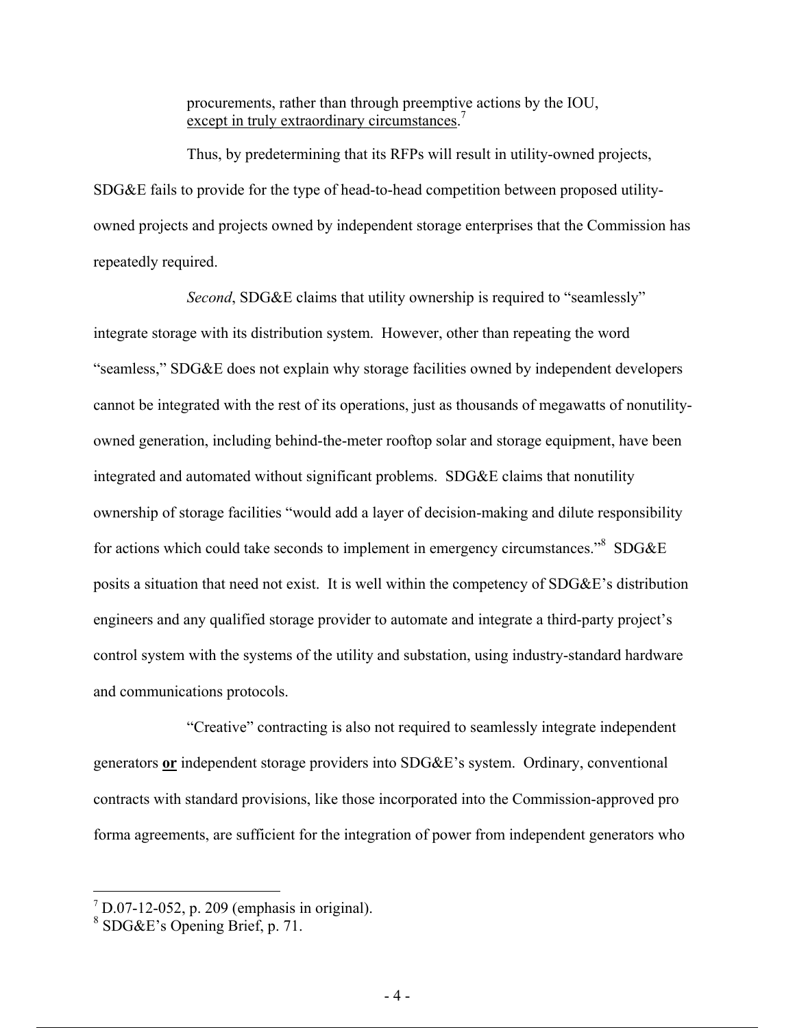procurements, rather than through preemptive actions by the IOU, <u>except in truly extraordinary circumstances</u>.[7]

Thus, by predetermining that its RFPs will result in utility-owned projects, SDG&E fails to provide for the type of head-to-head competition between proposed utility-owned projects and projects owned by independent storage enterprises that the Commission has repeatedly required.

*Second*, SDG&E claims that utility ownership is required to "seamlessly" integrate storage with its distribution system. However, other than repeating the word "seamless," SDG&E does not explain why storage facilities owned by independent developers cannot be integrated with the rest of its operations, just as thousands of megawatts of nonutility-owned generation, including behind-the-meter rooftop solar and storage equipment, have been integrated and automated without significant problems. SDG&E claims that nonutility ownership of storage facilities "would add a layer of decision-making and dilute responsibility for actions which could take seconds to implement in emergency circumstances."[8] SDG&E posits a situation that need not exist. It is well within the competency of SDG&E's distribution engineers and any qualified storage provider to automate and integrate a third-party project's control system with the systems of the utility and substation, using industry-standard hardware and communications protocols.

"Creative" contracting is also not required to seamlessly integrate independent generators <u>**or**</u> independent storage providers into SDG&E's system. Ordinary, conventional contracts with standard provisions, like those incorporated into the Commission-approved pro forma agreements, are sufficient for the integration of power from independent generators who

---

[7] D.07-12-052, p. 209 (emphasis in original).

[8] SDG&E's Opening Brief, p. 71.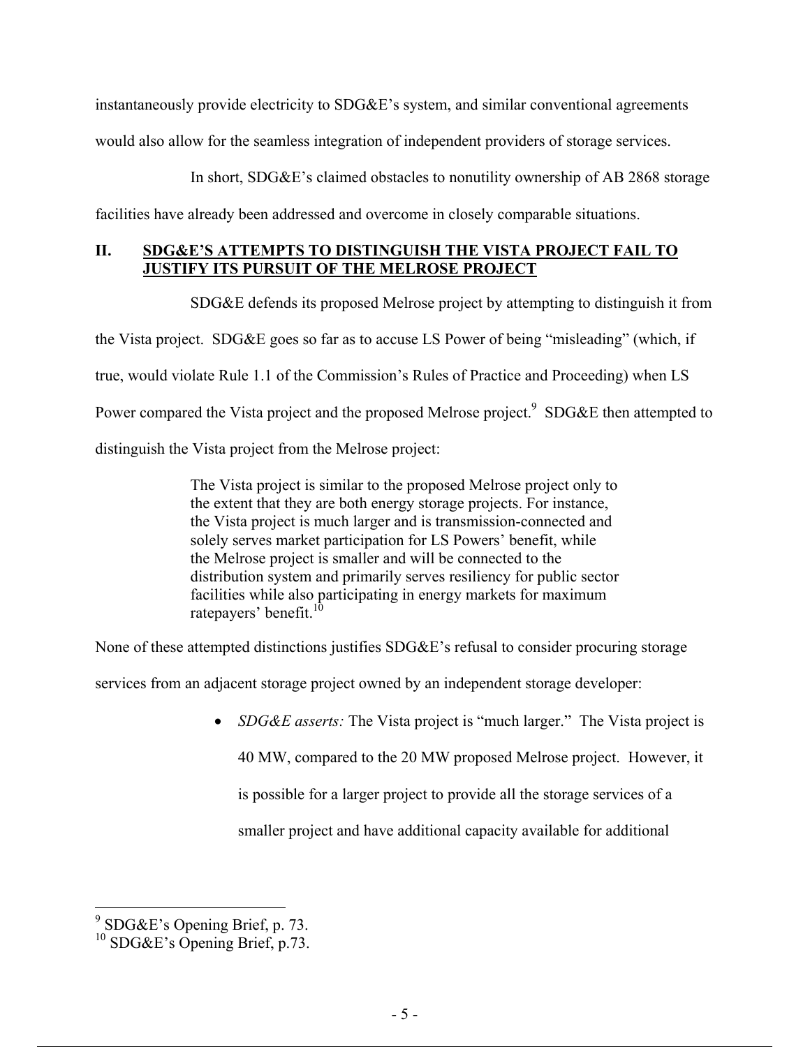instantaneously provide electricity to SDG&E's system, and similar conventional agreements would also allow for the seamless integration of independent providers of storage services.

In short, SDG&E's claimed obstacles to nonutility ownership of AB 2868 storage facilities have already been addressed and overcome in closely comparable situations.

## II. SDG&E'S ATTEMPTS TO DISTINGUISH THE VISTA PROJECT FAIL TO JUSTIFY ITS PURSUIT OF THE MELROSE PROJECT

SDG&E defends its proposed Melrose project by attempting to distinguish it from the Vista project. SDG&E goes so far as to accuse LS Power of being "misleading" (which, if true, would violate Rule 1.1 of the Commission's Rules of Practice and Proceeding) when LS Power compared the Vista project and the proposed Melrose project.[9] SDG&E then attempted to distinguish the Vista project from the Melrose project:

> The Vista project is similar to the proposed Melrose project only to the extent that they are both energy storage projects. For instance, the Vista project is much larger and is transmission-connected and solely serves market participation for LS Powers' benefit, while the Melrose project is smaller and will be connected to the distribution system and primarily serves resiliency for public sector facilities while also participating in energy markets for maximum ratepayers' benefit.[10]

None of these attempted distinctions justifies SDG&E's refusal to consider procuring storage services from an adjacent storage project owned by an independent storage developer:

- *SDG&E asserts:* The Vista project is "much larger." The Vista project is 40 MW, compared to the 20 MW proposed Melrose project. However, it is possible for a larger project to provide all the storage services of a smaller project and have additional capacity available for additional

[9] SDG&E's Opening Brief, p. 73.

[10] SDG&E's Opening Brief, p.73.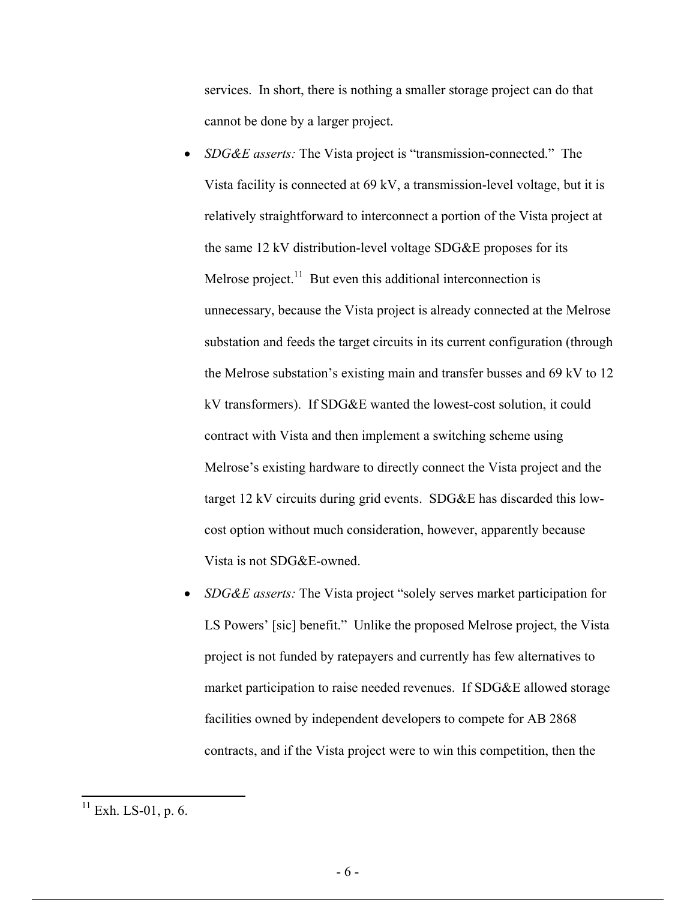services. In short, there is nothing a smaller storage project can do that cannot be done by a larger project.

- *SDG&E asserts:* The Vista project is "transmission-connected." The Vista facility is connected at 69 kV, a transmission-level voltage, but it is relatively straightforward to interconnect a portion of the Vista project at the same 12 kV distribution-level voltage SDG&E proposes for its Melrose project.[11] But even this additional interconnection is unnecessary, because the Vista project is already connected at the Melrose substation and feeds the target circuits in its current configuration (through the Melrose substation's existing main and transfer busses and 69 kV to 12 kV transformers). If SDG&E wanted the lowest-cost solution, it could contract with Vista and then implement a switching scheme using Melrose's existing hardware to directly connect the Vista project and the target 12 kV circuits during grid events. SDG&E has discarded this low-cost option without much consideration, however, apparently because Vista is not SDG&E-owned.
- *SDG&E asserts:* The Vista project "solely serves market participation for LS Powers' [sic] benefit." Unlike the proposed Melrose project, the Vista project is not funded by ratepayers and currently has few alternatives to market participation to raise needed revenues. If SDG&E allowed storage facilities owned by independent developers to compete for AB 2868 contracts, and if the Vista project were to win this competition, then the

[11] Exh. LS-01, p. 6.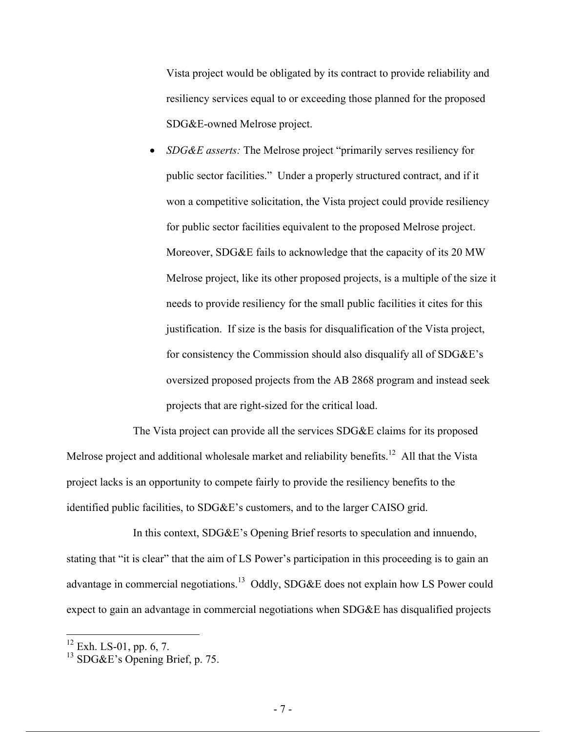Vista project would be obligated by its contract to provide reliability and resiliency services equal to or exceeding those planned for the proposed SDG&E-owned Melrose project.

- *SDG&E asserts:* The Melrose project "primarily serves resiliency for public sector facilities." Under a properly structured contract, and if it won a competitive solicitation, the Vista project could provide resiliency for public sector facilities equivalent to the proposed Melrose project. Moreover, SDG&E fails to acknowledge that the capacity of its 20 MW Melrose project, like its other proposed projects, is a multiple of the size it needs to provide resiliency for the small public facilities it cites for this justification. If size is the basis for disqualification of the Vista project, for consistency the Commission should also disqualify all of SDG&E's oversized proposed projects from the AB 2868 program and instead seek projects that are right-sized for the critical load.

The Vista project can provide all the services SDG&E claims for its proposed Melrose project and additional wholesale market and reliability benefits.[12] All that the Vista project lacks is an opportunity to compete fairly to provide the resiliency benefits to the identified public facilities, to SDG&E's customers, and to the larger CAISO grid.

In this context, SDG&E's Opening Brief resorts to speculation and innuendo, stating that "it is clear" that the aim of LS Power's participation in this proceeding is to gain an advantage in commercial negotiations.[13] Oddly, SDG&E does not explain how LS Power could expect to gain an advantage in commercial negotiations when SDG&E has disqualified projects

---

[12] Exh. LS-01, pp. 6, 7.

[13] SDG&E's Opening Brief, p. 75.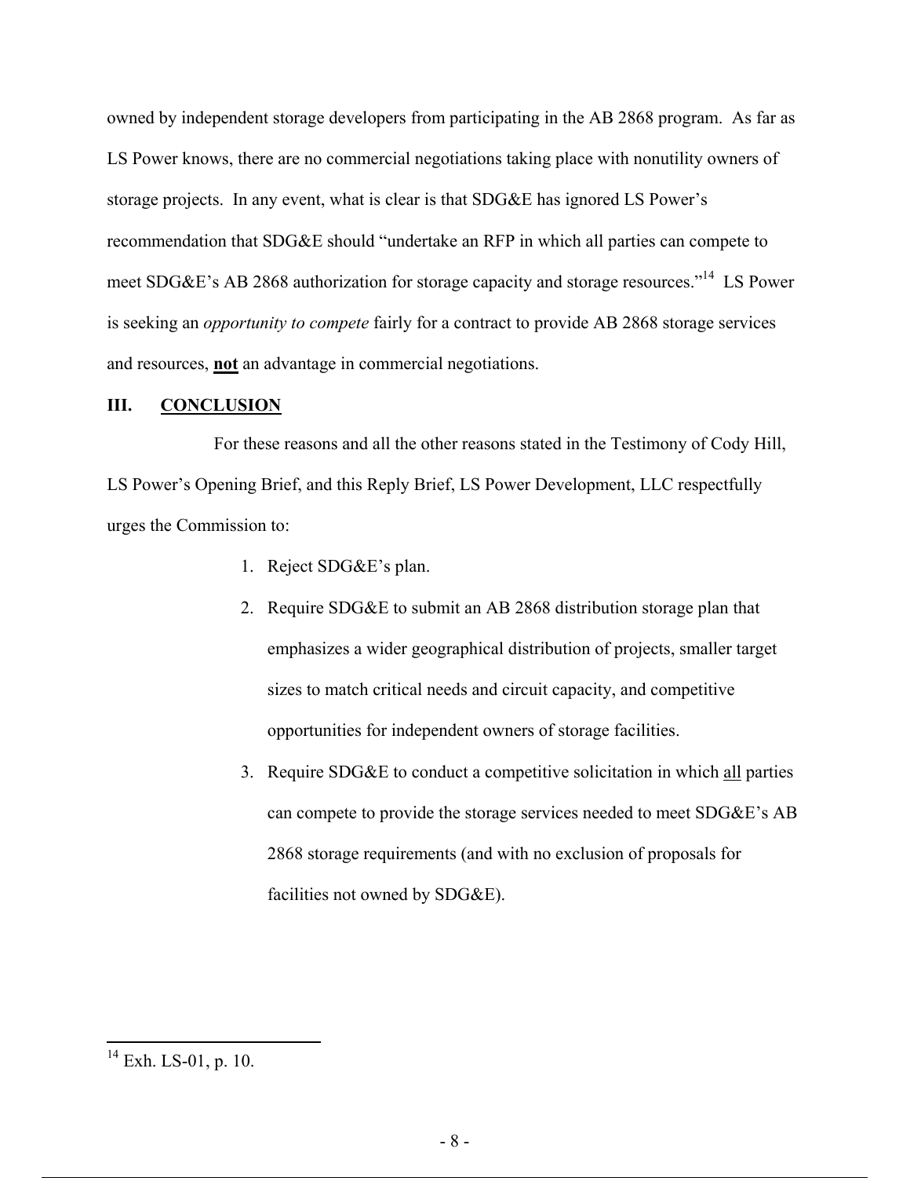owned by independent storage developers from participating in the AB 2868 program. As far as LS Power knows, there are no commercial negotiations taking place with nonutility owners of storage projects. In any event, what is clear is that SDG&E has ignored LS Power's recommendation that SDG&E should "undertake an RFP in which all parties can compete to meet SDG&E's AB 2868 authorization for storage capacity and storage resources."[14] LS Power is seeking an *opportunity to compete* fairly for a contract to provide AB 2868 storage services and resources, **not** an advantage in commercial negotiations.

## III. CONCLUSION

For these reasons and all the other reasons stated in the Testimony of Cody Hill, LS Power's Opening Brief, and this Reply Brief, LS Power Development, LLC respectfully urges the Commission to:

1. Reject SDG&E's plan.
2. Require SDG&E to submit an AB 2868 distribution storage plan that emphasizes a wider geographical distribution of projects, smaller target sizes to match critical needs and circuit capacity, and competitive opportunities for independent owners of storage facilities.
3. Require SDG&E to conduct a competitive solicitation in which all parties can compete to provide the storage services needed to meet SDG&E's AB 2868 storage requirements (and with no exclusion of proposals for facilities not owned by SDG&E).

---

[14] Exh. LS-01, p. 10.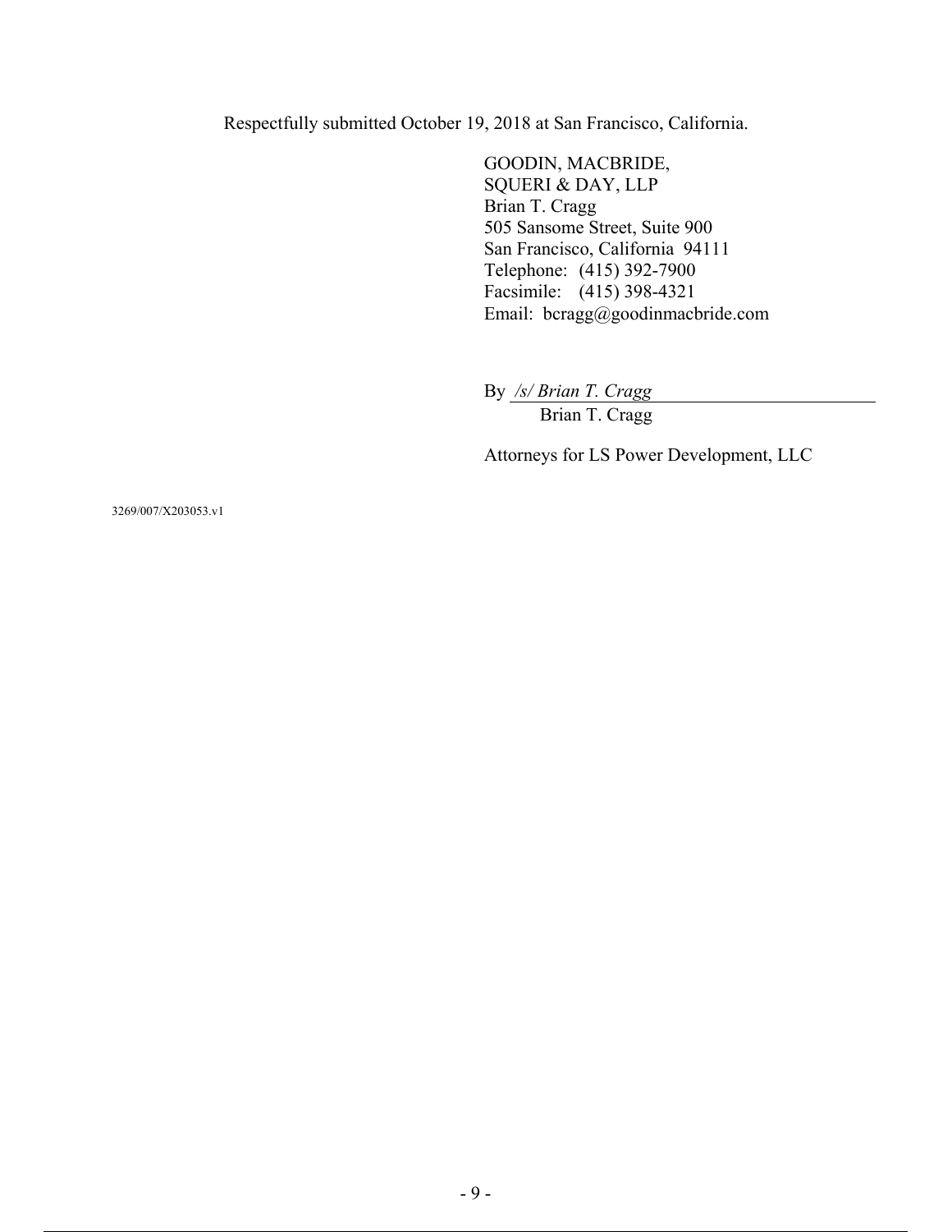Respectfully submitted October 19, 2018 at San Francisco, California.

GOODIN, MACBRIDE,
SQUERI & DAY, LLP
Brian T. Cragg
505 Sansome Street, Suite 900
San Francisco, California 94111
Telephone: (415) 392-7900
Facsimile: (415) 398-4321
Email: bcragg@goodinmacbride.com

By *<u>/s/ Brian T. Cragg</u>*
Brian T. Cragg

Attorneys for LS Power Development, LLC

3269/007/X203053.v1